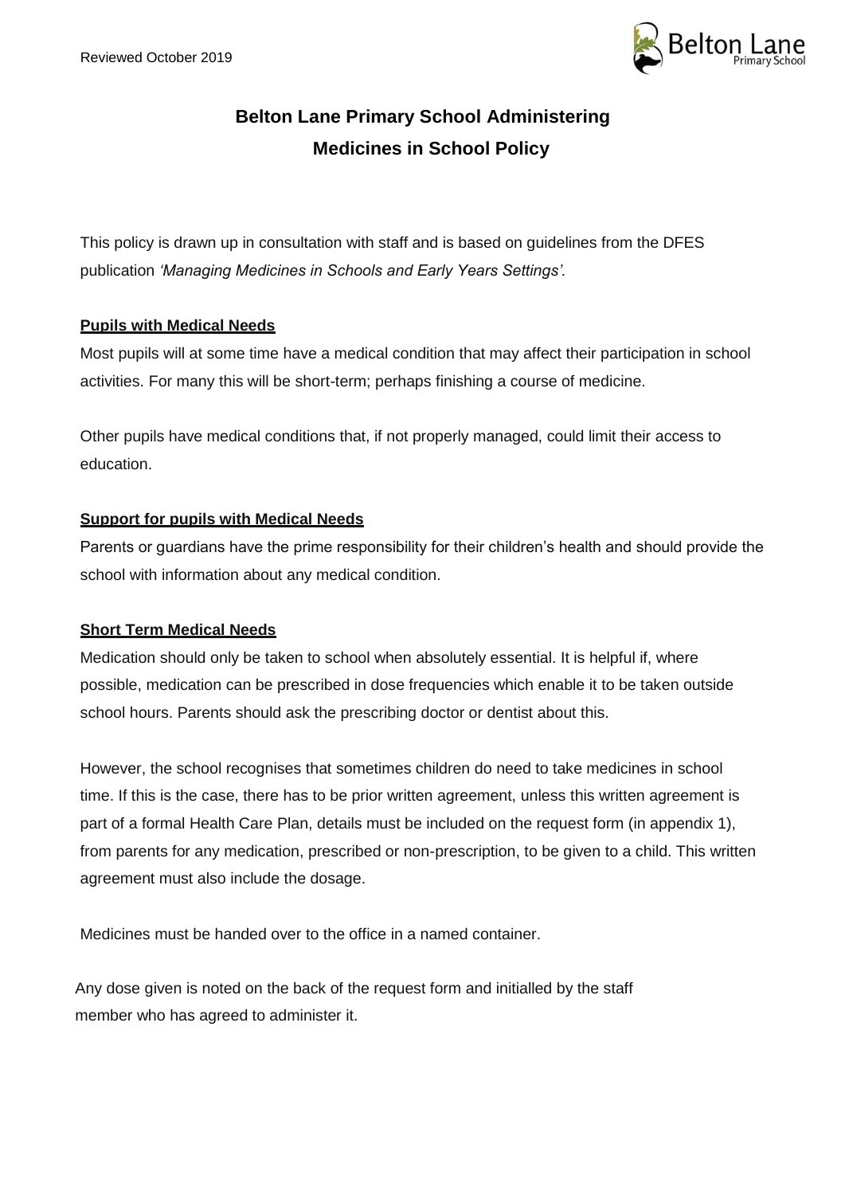Reviewed October 2019

# Belton Lane Primary School Administering Medicines in School Policy

This policy is drawn up in consultation with staff and is based on guidelines from the DFES publication *'Managing Medicines in Schools and Early Years Settings'.*

## Pupils with Medical Needs

Most pupils will at some time have a medical condition that may affect their participation in school activities. For many this will be short-term; perhaps finishing a course of medicine.

Other pupils have medical conditions that, if not properly managed, could limit their access to education.

## Support for pupils with Medical Needs

Parents or guardians have the prime responsibility for their children's health and should provide the school with information about any medical condition.

## Short Term Medical Needs

Medication should only be taken to school when absolutely essential. It is helpful if, where possible, medication can be prescribed in dose frequencies which enable it to be taken outside school hours. Parents should ask the prescribing doctor or dentist about this.

However, the school recognises that sometimes children do need to take medicines in school time. If this is the case, there has to be prior written agreement, unless this written agreement is part of a formal Health Care Plan, details must be included on the request form (in appendix 1), from parents for any medication, prescribed or non-prescription, to be given to a child. This written agreement must also include the dosage.

Medicines must be handed over to the office in a named container.

Any dose given is noted on the back of the request form and initialled by the staff member who has agreed to administer it.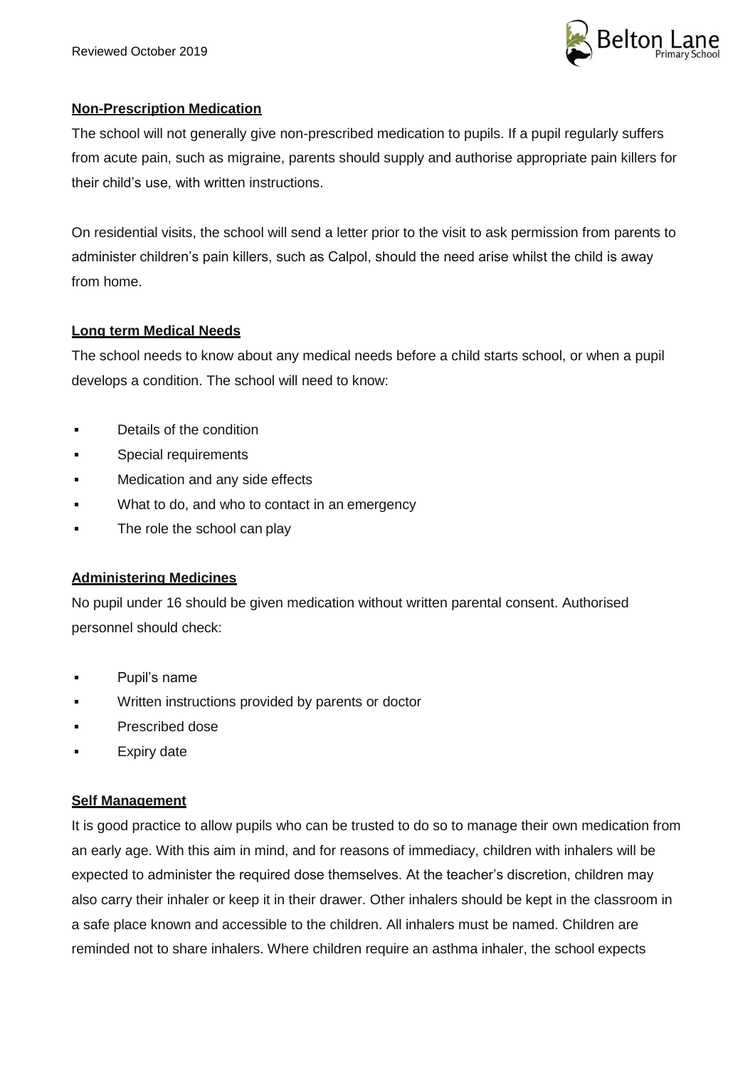## Non-Prescription Medication

The school will not generally give non-prescribed medication to pupils. If a pupil regularly suffers from acute pain, such as migraine, parents should supply and authorise appropriate pain killers for their child's use, with written instructions.

On residential visits, the school will send a letter prior to the visit to ask permission from parents to administer children's pain killers, such as Calpol, should the need arise whilst the child is away from home.

## Long term Medical Needs

The school needs to know about any medical needs before a child starts school, or when a pupil develops a condition. The school will need to know:

- Details of the condition
- Special requirements
- Medication and any side effects
- What to do, and who to contact in an emergency
- The role the school can play

## Administering Medicines

No pupil under 16 should be given medication without written parental consent. Authorised personnel should check:

- Pupil's name
- Written instructions provided by parents or doctor
- Prescribed dose
- Expiry date

## Self Management

It is good practice to allow pupils who can be trusted to do so to manage their own medication from an early age. With this aim in mind, and for reasons of immediacy, children with inhalers will be expected to administer the required dose themselves. At the teacher's discretion, children may also carry their inhaler or keep it in their drawer. Other inhalers should be kept in the classroom in a safe place known and accessible to the children. All inhalers must be named. Children are reminded not to share inhalers. Where children require an asthma inhaler, the school expects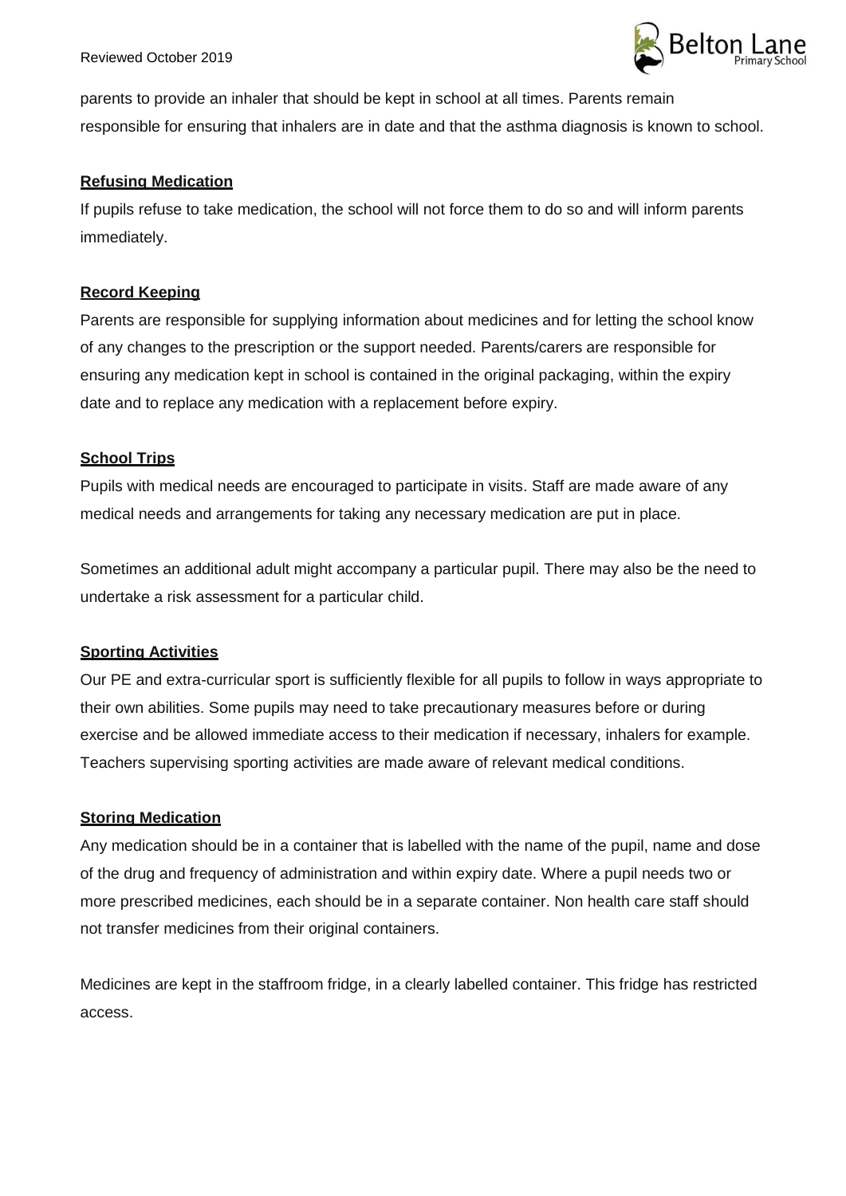parents to provide an inhaler that should be kept in school at all times. Parents remain responsible for ensuring that inhalers are in date and that the asthma diagnosis is known to school.

**Refusing Medication**

If pupils refuse to take medication, the school will not force them to do so and will inform parents immediately.

**Record Keeping**

Parents are responsible for supplying information about medicines and for letting the school know of any changes to the prescription or the support needed. Parents/carers are responsible for ensuring any medication kept in school is contained in the original packaging, within the expiry date and to replace any medication with a replacement before expiry.

**School Trips**

Pupils with medical needs are encouraged to participate in visits. Staff are made aware of any medical needs and arrangements for taking any necessary medication are put in place.

Sometimes an additional adult might accompany a particular pupil. There may also be the need to undertake a risk assessment for a particular child.

**Sporting Activities**

Our PE and extra-curricular sport is sufficiently flexible for all pupils to follow in ways appropriate to their own abilities. Some pupils may need to take precautionary measures before or during exercise and be allowed immediate access to their medication if necessary, inhalers for example. Teachers supervising sporting activities are made aware of relevant medical conditions.

**Storing Medication**

Any medication should be in a container that is labelled with the name of the pupil, name and dose of the drug and frequency of administration and within expiry date. Where a pupil needs two or more prescribed medicines, each should be in a separate container. Non health care staff should not transfer medicines from their original containers.

Medicines are kept in the staffroom fridge, in a clearly labelled container. This fridge has restricted access.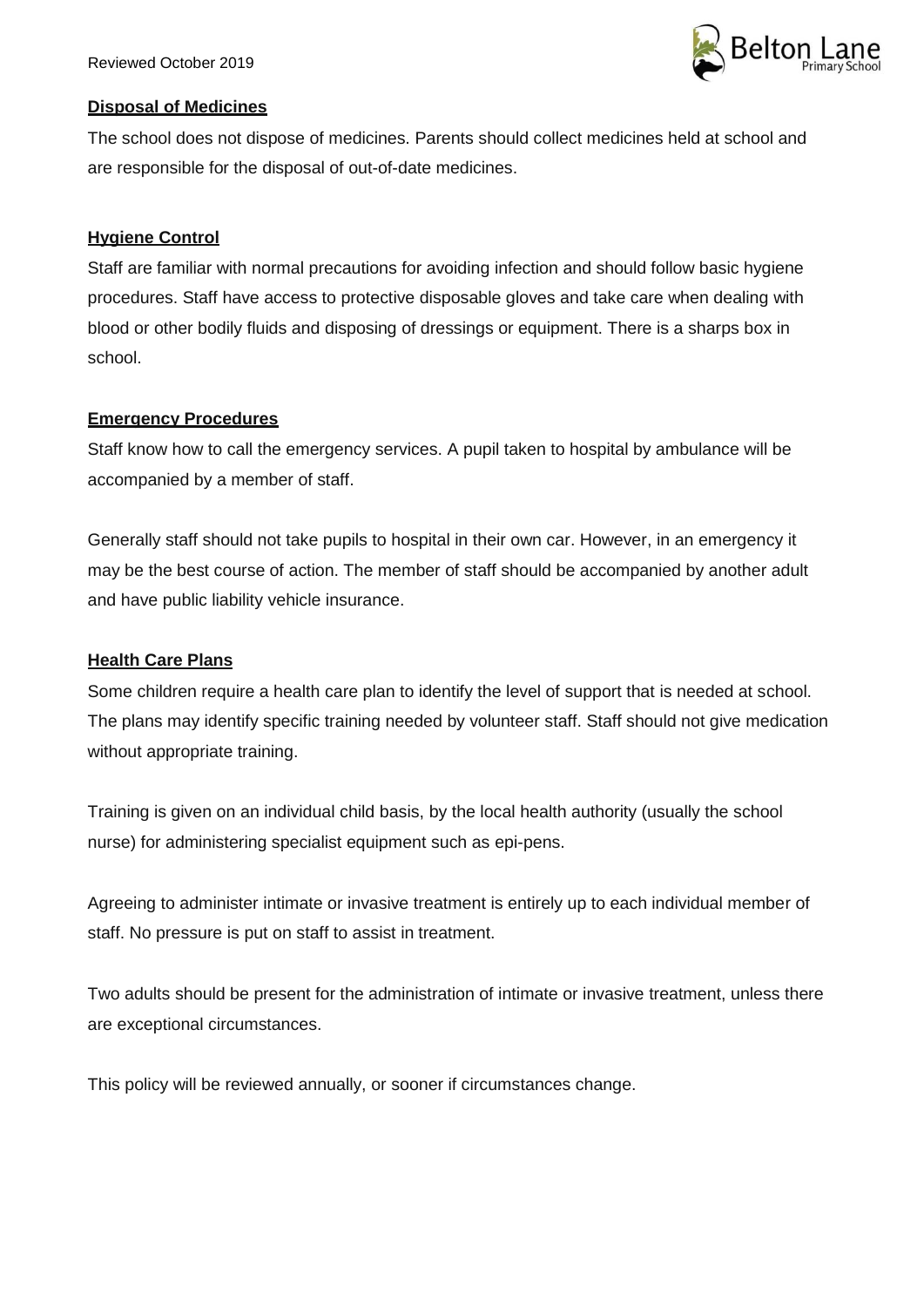## Disposal of Medicines

The school does not dispose of medicines. Parents should collect medicines held at school and are responsible for the disposal of out-of-date medicines.

## Hygiene Control

Staff are familiar with normal precautions for avoiding infection and should follow basic hygiene procedures. Staff have access to protective disposable gloves and take care when dealing with blood or other bodily fluids and disposing of dressings or equipment. There is a sharps box in school.

## Emergency Procedures

Staff know how to call the emergency services. A pupil taken to hospital by ambulance will be accompanied by a member of staff.

Generally staff should not take pupils to hospital in their own car. However, in an emergency it may be the best course of action. The member of staff should be accompanied by another adult and have public liability vehicle insurance.

## Health Care Plans

Some children require a health care plan to identify the level of support that is needed at school. The plans may identify specific training needed by volunteer staff. Staff should not give medication without appropriate training.

Training is given on an individual child basis, by the local health authority (usually the school nurse) for administering specialist equipment such as epi-pens.

Agreeing to administer intimate or invasive treatment is entirely up to each individual member of staff. No pressure is put on staff to assist in treatment.

Two adults should be present for the administration of intimate or invasive treatment, unless there are exceptional circumstances.

This policy will be reviewed annually, or sooner if circumstances change.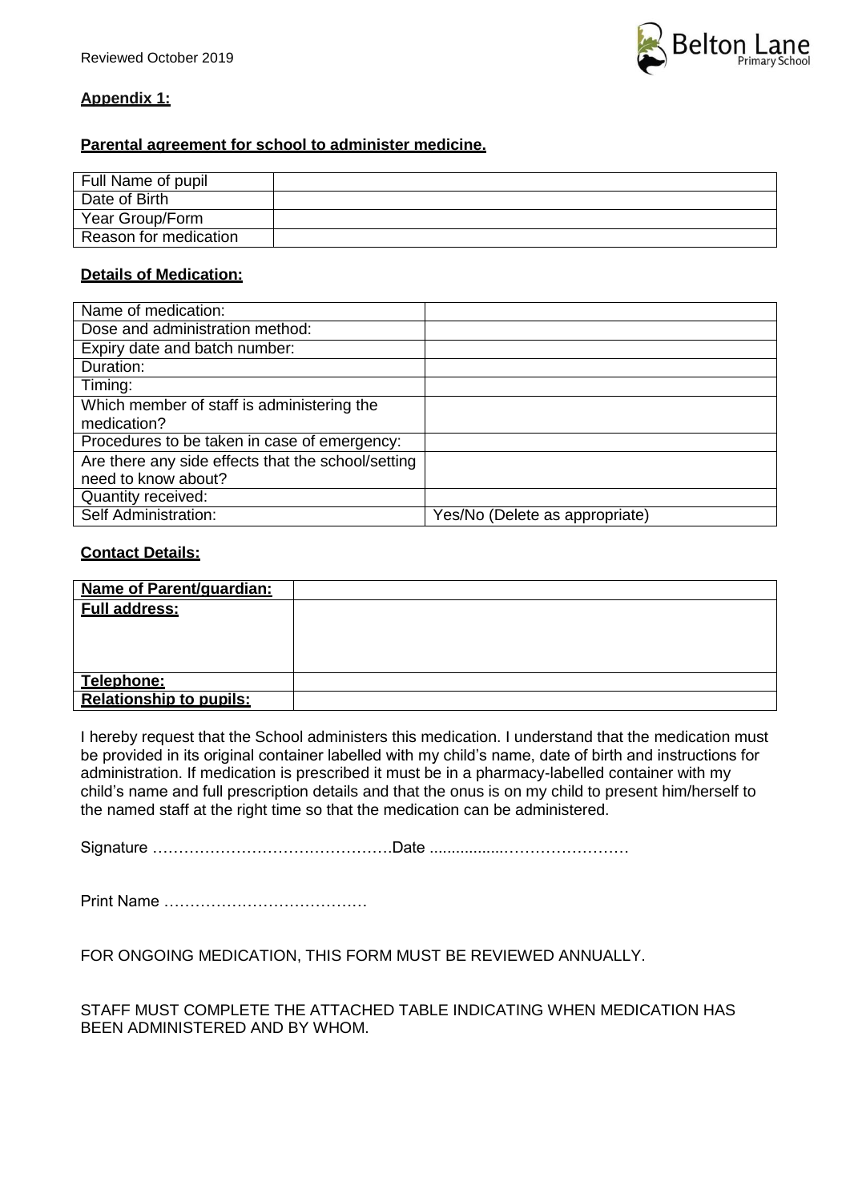**Appendix 1:**

**Parental agreement for school to administer medicine.**

| Full Name of pupil | |
|---|---|
| Date of Birth | |
| Year Group/Form | |
| Reason for medication | |

**Details of Medication:**

| Name of medication: | |
|---|---|
| Dose and administration method: | |
| Expiry date and batch number: | |
| Duration: | |
| Timing: | |
| Which member of staff is administering the medication? | |
| Procedures to be taken in case of emergency: | |
| Are there any side effects that the school/setting need to know about? | |
| Quantity received: | |
| Self Administration: | Yes/No (Delete as appropriate) |

**Contact Details:**

| **Name of Parent/guardian:** | |
|---|---|
| **Full address:** | |
| **Telephone:** | |
| **Relationship to pupils:** | |

I hereby request that the School administers this medication. I understand that the medication must be provided in its original container labelled with my child's name, date of birth and instructions for administration. If medication is prescribed it must be in a pharmacy-labelled container with my child's name and full prescription details and that the onus is on my child to present him/herself to the named staff at the right time so that the medication can be administered.

Signature ……………………………………….Date .................……………………

Print Name ……………………………….…

FOR ONGOING MEDICATION, THIS FORM MUST BE REVIEWED ANNUALLY.

STAFF MUST COMPLETE THE ATTACHED TABLE INDICATING WHEN MEDICATION HAS BEEN ADMINISTERED AND BY WHOM.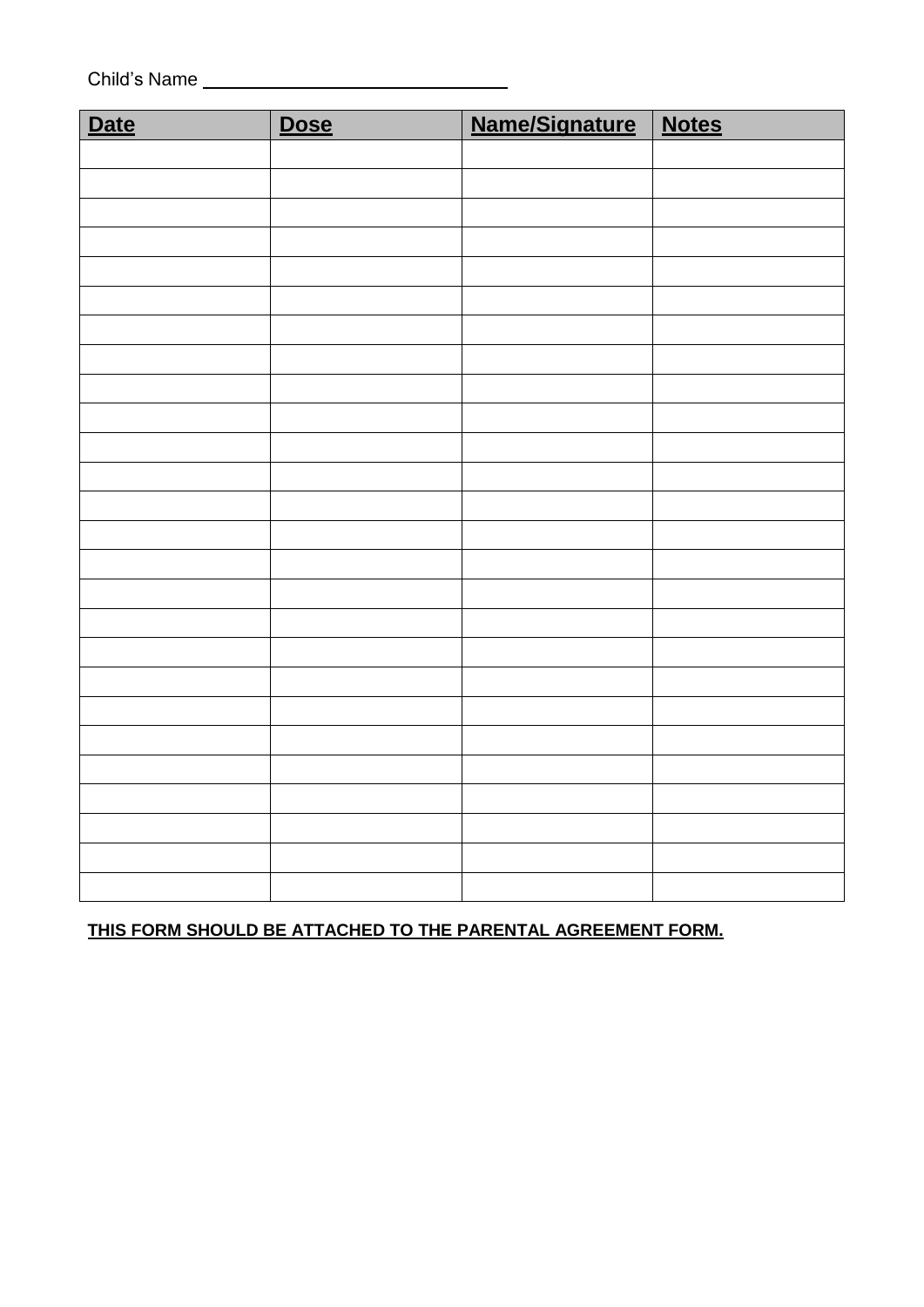Child's Name ______________________________

| **Date** | **Dose** | **Name/Signature** | **Notes** |
|---|---|---|---|
| | | | |
| | | | |
| | | | |
| | | | |
| | | | |
| | | | |
| | | | |
| | | | |
| | | | |
| | | | |
| | | | |
| | | | |
| | | | |
| | | | |
| | | | |
| | | | |
| | | | |
| | | | |
| | | | |
| | | | |
| | | | |
| | | | |
| | | | |
| | | | |
| | | | |
| | | | |

**THIS FORM SHOULD BE ATTACHED TO THE PARENTAL AGREEMENT FORM.**